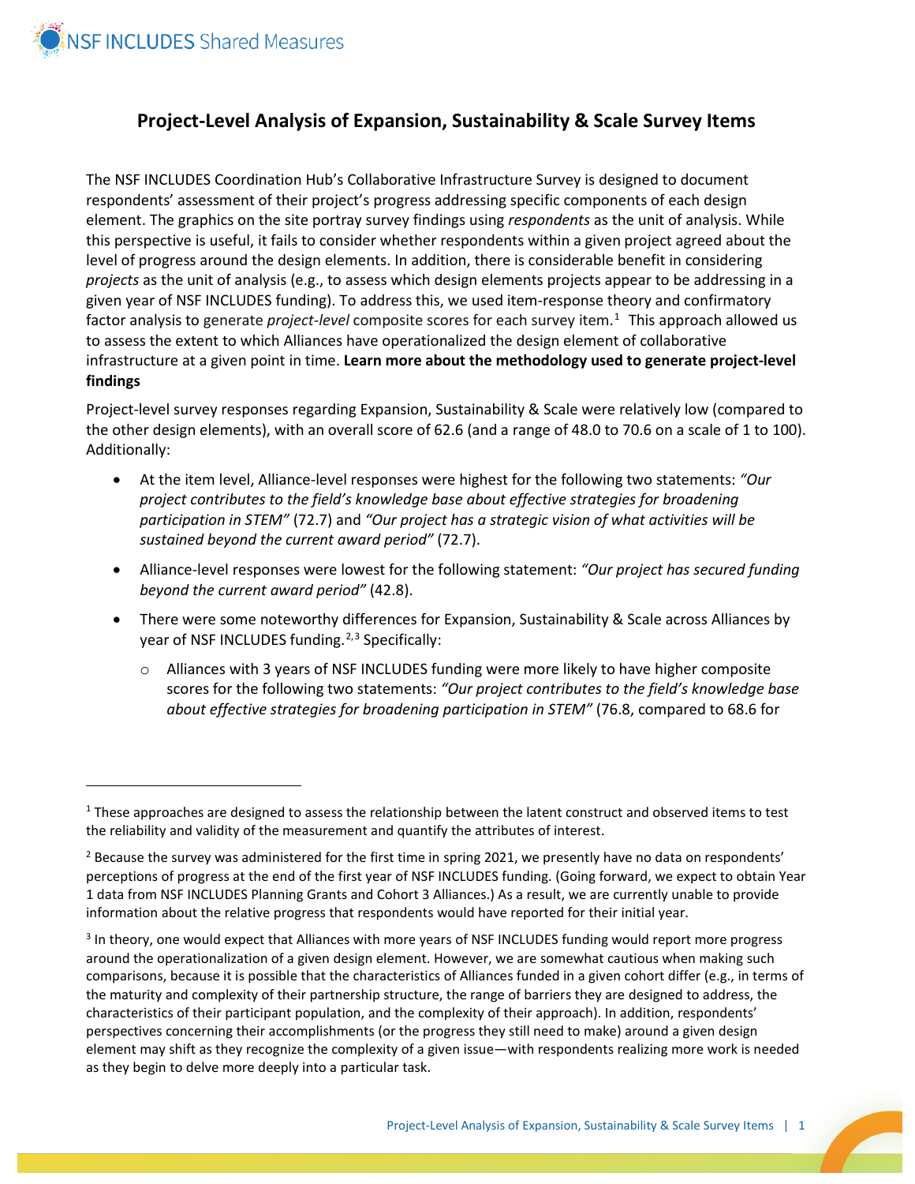# Project-Level Analysis of Expansion, Sustainability & Scale Survey Items

The NSF INCLUDES Coordination Hub's Collaborative Infrastructure Survey is designed to document respondents' assessment of their project's progress addressing specific components of each design element. The graphics on the site portray survey findings using *respondents* as the unit of analysis. While this perspective is useful, it fails to consider whether respondents within a given project agreed about the level of progress around the design elements. In addition, there is considerable benefit in considering *projects* as the unit of analysis (e.g., to assess which design elements projects appear to be addressing in a given year of NSF INCLUDES funding). To address this, we used item-response theory and confirmatory factor analysis to generate *project-level* composite scores for each survey item.[1] This approach allowed us to assess the extent to which Alliances have operationalized the design element of collaborative infrastructure at a given point in time. **Learn more about the methodology used to generate project-level findings**

Project-level survey responses regarding Expansion, Sustainability & Scale were relatively low (compared to the other design elements), with an overall score of 62.6 (and a range of 48.0 to 70.6 on a scale of 1 to 100). Additionally:

- At the item level, Alliance-level responses were highest for the following two statements: *"Our project contributes to the field's knowledge base about effective strategies for broadening participation in STEM"* (72.7) and *"Our project has a strategic vision of what activities will be sustained beyond the current award period"* (72.7).
- Alliance-level responses were lowest for the following statement: *"Our project has secured funding beyond the current award period"* (42.8).
- There were some noteworthy differences for Expansion, Sustainability & Scale across Alliances by year of NSF INCLUDES funding.[2,3] Specifically:
    - Alliances with 3 years of NSF INCLUDES funding were more likely to have higher composite scores for the following two statements: *"Our project contributes to the field's knowledge base about effective strategies for broadening participation in STEM"* (76.8, compared to 68.6 for

---

[1] These approaches are designed to assess the relationship between the latent construct and observed items to test the reliability and validity of the measurement and quantify the attributes of interest.

[2] Because the survey was administered for the first time in spring 2021, we presently have no data on respondents' perceptions of progress at the end of the first year of NSF INCLUDES funding. (Going forward, we expect to obtain Year 1 data from NSF INCLUDES Planning Grants and Cohort 3 Alliances.) As a result, we are currently unable to provide information about the relative progress that respondents would have reported for their initial year.

[3] In theory, one would expect that Alliances with more years of NSF INCLUDES funding would report more progress around the operationalization of a given design element. However, we are somewhat cautious when making such comparisons, because it is possible that the characteristics of Alliances funded in a given cohort differ (e.g., in terms of the maturity and complexity of their partnership structure, the range of barriers they are designed to address, the characteristics of their participant population, and the complexity of their approach). In addition, respondents' perspectives concerning their accomplishments (or the progress they still need to make) around a given design element may shift as they recognize the complexity of a given issue—with respondents realizing more work is needed as they begin to delve more deeply into a particular task.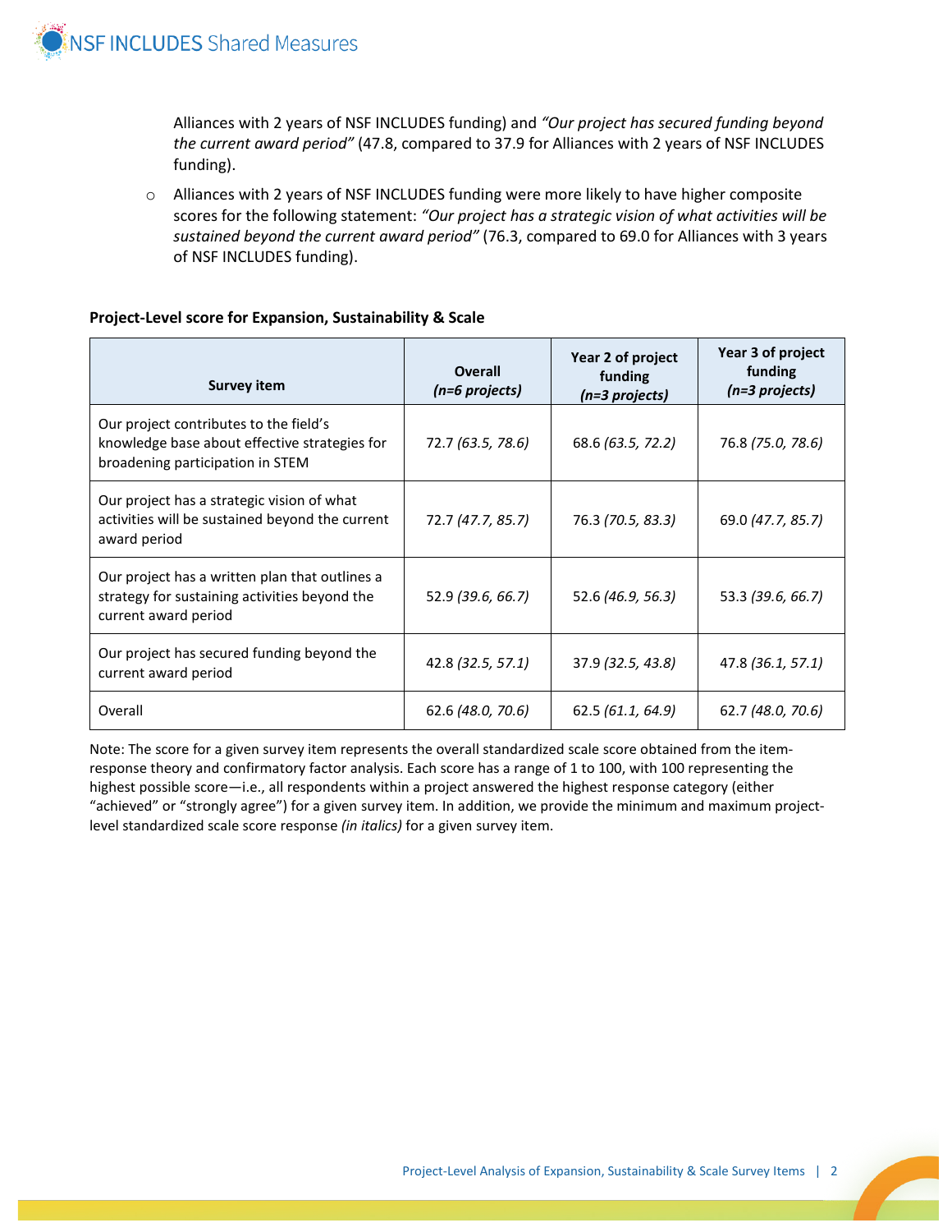Alliances with 2 years of NSF INCLUDES funding) and *"Our project has secured funding beyond the current award period"* (47.8, compared to 37.9 for Alliances with 2 years of NSF INCLUDES funding).

- Alliances with 2 years of NSF INCLUDES funding were more likely to have higher composite scores for the following statement: *"Our project has a strategic vision of what activities will be sustained beyond the current award period"* (76.3, compared to 69.0 for Alliances with 3 years of NSF INCLUDES funding).

**Project-Level score for Expansion, Sustainability & Scale**

| Survey item | Overall *(n=6 projects)* | Year 2 of project funding *(n=3 projects)* | Year 3 of project funding *(n=3 projects)* |
|---|---|---|---|
| Our project contributes to the field's knowledge base about effective strategies for broadening participation in STEM | 72.7 *(63.5, 78.6)* | 68.6 *(63.5, 72.2)* | 76.8 *(75.0, 78.6)* |
| Our project has a strategic vision of what activities will be sustained beyond the current award period | 72.7 *(47.7, 85.7)* | 76.3 *(70.5, 83.3)* | 69.0 *(47.7, 85.7)* |
| Our project has a written plan that outlines a strategy for sustaining activities beyond the current award period | 52.9 *(39.6, 66.7)* | 52.6 *(46.9, 56.3)* | 53.3 *(39.6, 66.7)* |
| Our project has secured funding beyond the current award period | 42.8 *(32.5, 57.1)* | 37.9 *(32.5, 43.8)* | 47.8 *(36.1, 57.1)* |
| Overall | 62.6 *(48.0, 70.6)* | 62.5 *(61.1, 64.9)* | 62.7 *(48.0, 70.6)* |

Note: The score for a given survey item represents the overall standardized scale score obtained from the item-response theory and confirmatory factor analysis. Each score has a range of 1 to 100, with 100 representing the highest possible score—i.e., all respondents within a project answered the highest response category (either "achieved" or "strongly agree") for a given survey item. In addition, we provide the minimum and maximum project-level standardized scale score response *(in italics)* for a given survey item.